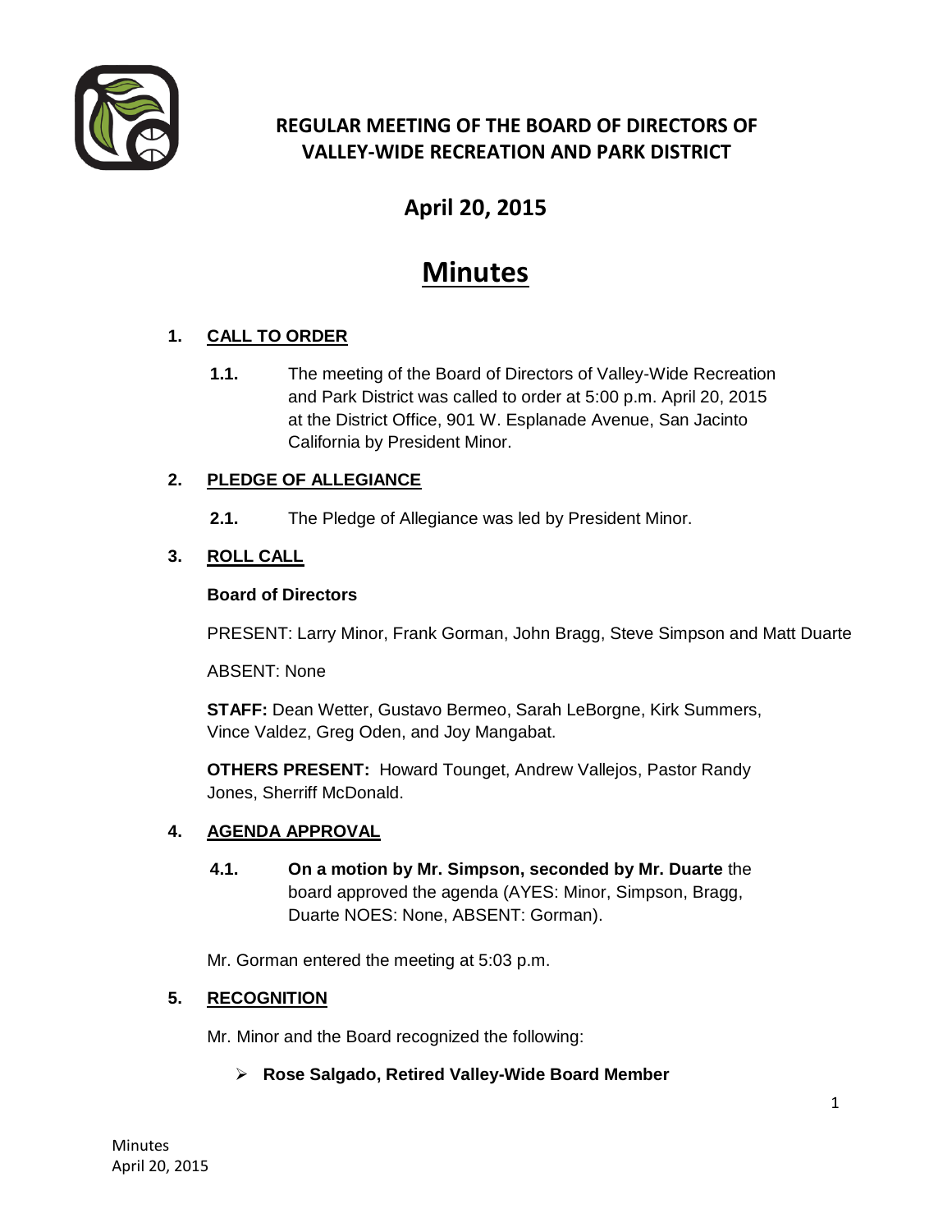# REGULAR MEETING OF THE BOARD OF DIRECTORS OF VALLEY-WIDE RECREATION AND PARK DISTRICT

## April 20, 2015

# Minutes

## 1. CALL TO ORDER

**1.1.** The meeting of the Board of Directors of Valley-Wide Recreation and Park District was called to order at 5:00 p.m. April 20, 2015 at the District Office, 901 W. Esplanade Avenue, San Jacinto California by President Minor.

## 2. PLEDGE OF ALLEGIANCE

**2.1.** The Pledge of Allegiance was led by President Minor.

## 3. ROLL CALL

**Board of Directors**

PRESENT: Larry Minor, Frank Gorman, John Bragg, Steve Simpson and Matt Duarte

ABSENT: None

**STAFF:** Dean Wetter, Gustavo Bermeo, Sarah LeBorgne, Kirk Summers, Vince Valdez, Greg Oden, and Joy Mangabat.

**OTHERS PRESENT:** Howard Tounget, Andrew Vallejos, Pastor Randy Jones, Sherriff McDonald.

## 4. AGENDA APPROVAL

**4.1.** **On a motion by Mr. Simpson, seconded by Mr. Duarte** the board approved the agenda (AYES: Minor, Simpson, Bragg, Duarte NOES: None, ABSENT: Gorman).

Mr. Gorman entered the meeting at 5:03 p.m.

## 5. RECOGNITION

Mr. Minor and the Board recognized the following:

- **Rose Salgado, Retired Valley-Wide Board Member**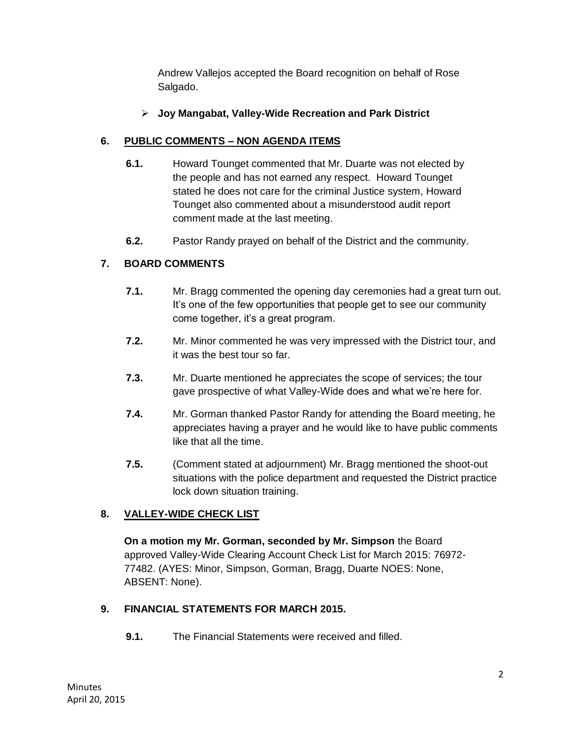Andrew Vallejos accepted the Board recognition on behalf of Rose Salgado.

- **Joy Mangabat, Valley-Wide Recreation and Park District**

## 6. PUBLIC COMMENTS – NON AGENDA ITEMS

**6.1.** Howard Tounget commented that Mr. Duarte was not elected by the people and has not earned any respect. Howard Tounget stated he does not care for the criminal Justice system, Howard Tounget also commented about a misunderstood audit report comment made at the last meeting.

**6.2.** Pastor Randy prayed on behalf of the District and the community.

## 7. BOARD COMMENTS

**7.1.** Mr. Bragg commented the opening day ceremonies had a great turn out. It's one of the few opportunities that people get to see our community come together, it's a great program.

**7.2.** Mr. Minor commented he was very impressed with the District tour, and it was the best tour so far.

**7.3.** Mr. Duarte mentioned he appreciates the scope of services; the tour gave prospective of what Valley-Wide does and what we're here for.

**7.4.** Mr. Gorman thanked Pastor Randy for attending the Board meeting, he appreciates having a prayer and he would like to have public comments like that all the time.

**7.5.** (Comment stated at adjournment) Mr. Bragg mentioned the shoot-out situations with the police department and requested the District practice lock down situation training.

## 8. VALLEY-WIDE CHECK LIST

**On a motion my Mr. Gorman, seconded by Mr. Simpson** the Board approved Valley-Wide Clearing Account Check List for March 2015: 76972-77482. (AYES: Minor, Simpson, Gorman, Bragg, Duarte NOES: None, ABSENT: None).

## 9. FINANCIAL STATEMENTS FOR MARCH 2015.

**9.1.** The Financial Statements were received and filled.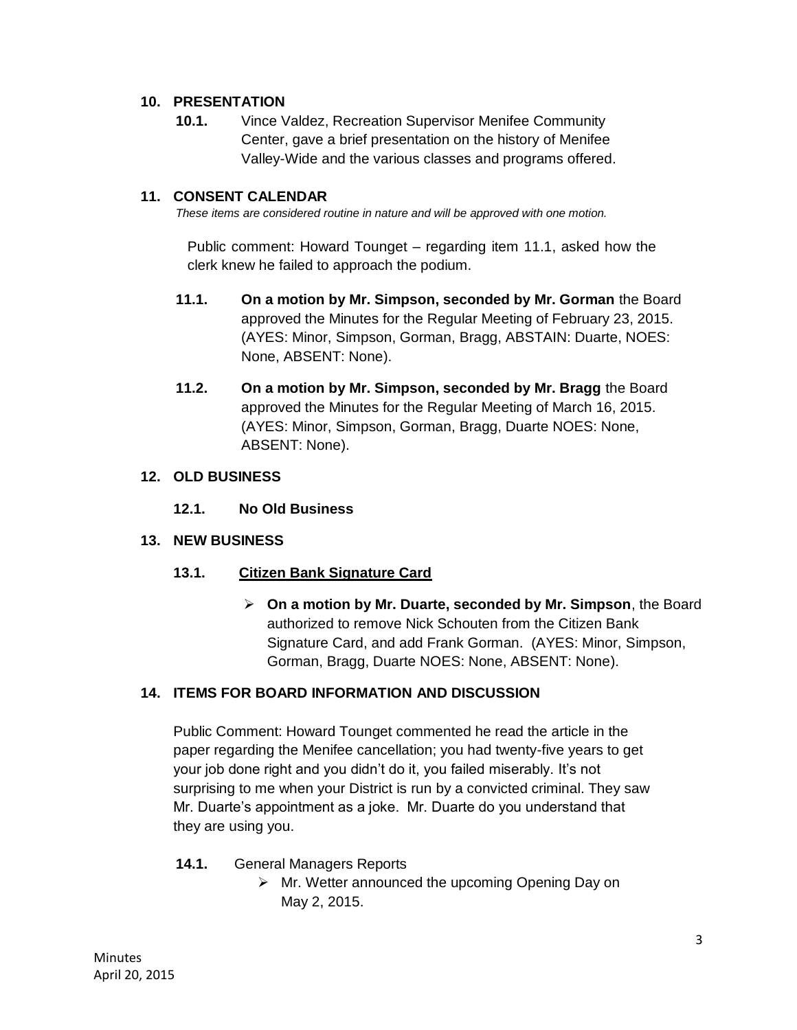## 10. PRESENTATION

**10.1.** Vince Valdez, Recreation Supervisor Menifee Community Center, gave a brief presentation on the history of Menifee Valley-Wide and the various classes and programs offered.

## 11. CONSENT CALENDAR

*These items are considered routine in nature and will be approved with one motion.*

Public comment: Howard Tounget – regarding item 11.1, asked how the clerk knew he failed to approach the podium.

**11.1.** **On a motion by Mr. Simpson, seconded by Mr. Gorman** the Board approved the Minutes for the Regular Meeting of February 23, 2015. (AYES: Minor, Simpson, Gorman, Bragg, ABSTAIN: Duarte, NOES: None, ABSENT: None).

**11.2.** **On a motion by Mr. Simpson, seconded by Mr. Bragg** the Board approved the Minutes for the Regular Meeting of March 16, 2015. (AYES: Minor, Simpson, Gorman, Bragg, Duarte NOES: None, ABSENT: None).

## 12. OLD BUSINESS

**12.1. No Old Business**

## 13. NEW BUSINESS

### 13.1. Citizen Bank Signature Card

- **On a motion by Mr. Duarte, seconded by Mr. Simpson**, the Board authorized to remove Nick Schouten from the Citizen Bank Signature Card, and add Frank Gorman. (AYES: Minor, Simpson, Gorman, Bragg, Duarte NOES: None, ABSENT: None).

## 14. ITEMS FOR BOARD INFORMATION AND DISCUSSION

Public Comment: Howard Tounget commented he read the article in the paper regarding the Menifee cancellation; you had twenty-five years to get your job done right and you didn't do it, you failed miserably. It's not surprising to me when your District is run by a convicted criminal. They saw Mr. Duarte's appointment as a joke. Mr. Duarte do you understand that they are using you.

**14.1.** General Managers Reports

- Mr. Wetter announced the upcoming Opening Day on May 2, 2015.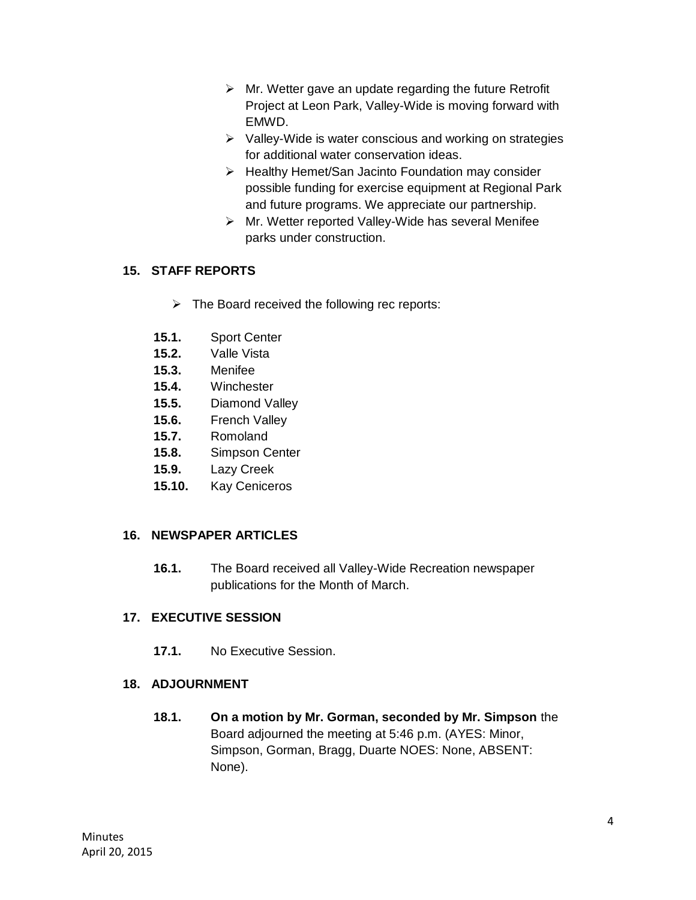- Mr. Wetter gave an update regarding the future Retrofit Project at Leon Park, Valley-Wide is moving forward with EMWD.
- Valley-Wide is water conscious and working on strategies for additional water conservation ideas.
- Healthy Hemet/San Jacinto Foundation may consider possible funding for exercise equipment at Regional Park and future programs. We appreciate our partnership.
- Mr. Wetter reported Valley-Wide has several Menifee parks under construction.

## 15. STAFF REPORTS

- The Board received the following rec reports:

**15.1.** Sport Center
**15.2.** Valle Vista
**15.3.** Menifee
**15.4.** Winchester
**15.5.** Diamond Valley
**15.6.** French Valley
**15.7.** Romoland
**15.8.** Simpson Center
**15.9.** Lazy Creek
**15.10.** Kay Ceniceros

## 16. NEWSPAPER ARTICLES

**16.1.** The Board received all Valley-Wide Recreation newspaper publications for the Month of March.

## 17. EXECUTIVE SESSION

**17.1.** No Executive Session.

## 18. ADJOURNMENT

**18.1.** **On a motion by Mr. Gorman, seconded by Mr. Simpson** the Board adjourned the meeting at 5:46 p.m. (AYES: Minor, Simpson, Gorman, Bragg, Duarte NOES: None, ABSENT: None).